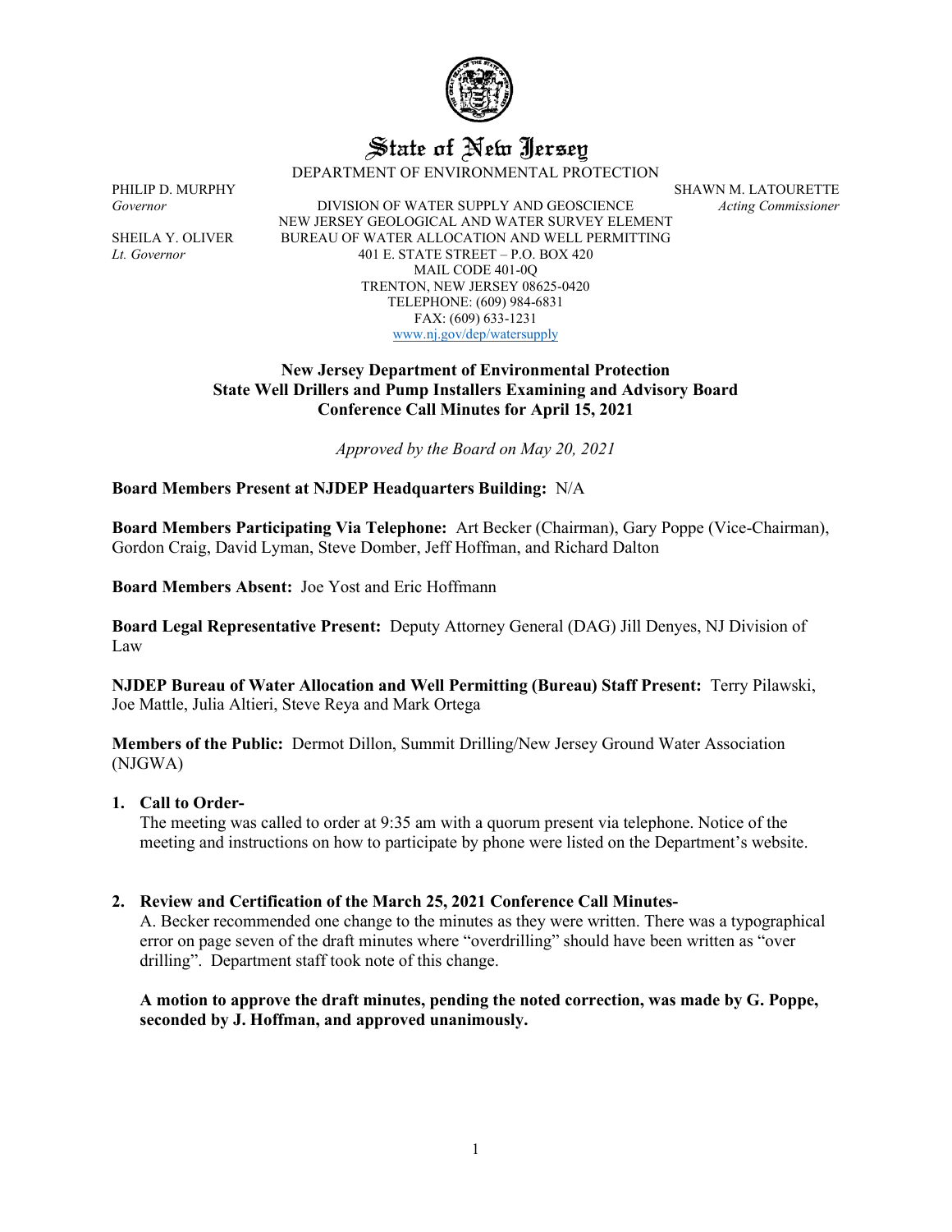# State of New Jersey

DEPARTMENT OF ENVIRONMENTAL PROTECTION

PHILIP D. MURPHY
*Governor*

SHEILA Y. OLIVER
*Lt. Governor*

DIVISION OF WATER SUPPLY AND GEOSCIENCE
NEW JERSEY GEOLOGICAL AND WATER SURVEY ELEMENT
BUREAU OF WATER ALLOCATION AND WELL PERMITTING
401 E. STATE STREET – P.O. BOX 420
MAIL CODE 401-0Q
TRENTON, NEW JERSEY 08625-0420
TELEPHONE: (609) 984-6831
FAX: (609) 633-1231
www.nj.gov/dep/watersupply

SHAWN M. LATOURETTE
*Acting Commissioner*

**New Jersey Department of Environmental Protection**
**State Well Drillers and Pump Installers Examining and Advisory Board**
**Conference Call Minutes for April 15, 2021**

*Approved by the Board on May 20, 2021*

**Board Members Present at NJDEP Headquarters Building:** N/A

**Board Members Participating Via Telephone:** Art Becker (Chairman), Gary Poppe (Vice-Chairman), Gordon Craig, David Lyman, Steve Domber, Jeff Hoffman, and Richard Dalton

**Board Members Absent:** Joe Yost and Eric Hoffmann

**Board Legal Representative Present:** Deputy Attorney General (DAG) Jill Denyes, NJ Division of Law

**NJDEP Bureau of Water Allocation and Well Permitting (Bureau) Staff Present:** Terry Pilawski, Joe Mattle, Julia Altieri, Steve Reya and Mark Ortega

**Members of the Public:** Dermot Dillon, Summit Drilling/New Jersey Ground Water Association (NJGWA)

1. **Call to Order-**
   The meeting was called to order at 9:35 am with a quorum present via telephone. Notice of the meeting and instructions on how to participate by phone were listed on the Department's website.

2. **Review and Certification of the March 25, 2021 Conference Call Minutes-**
   A. Becker recommended one change to the minutes as they were written. There was a typographical error on page seven of the draft minutes where "overdrilling" should have been written as "over drilling". Department staff took note of this change.

   **A motion to approve the draft minutes, pending the noted correction, was made by G. Poppe, seconded by J. Hoffman, and approved unanimously.**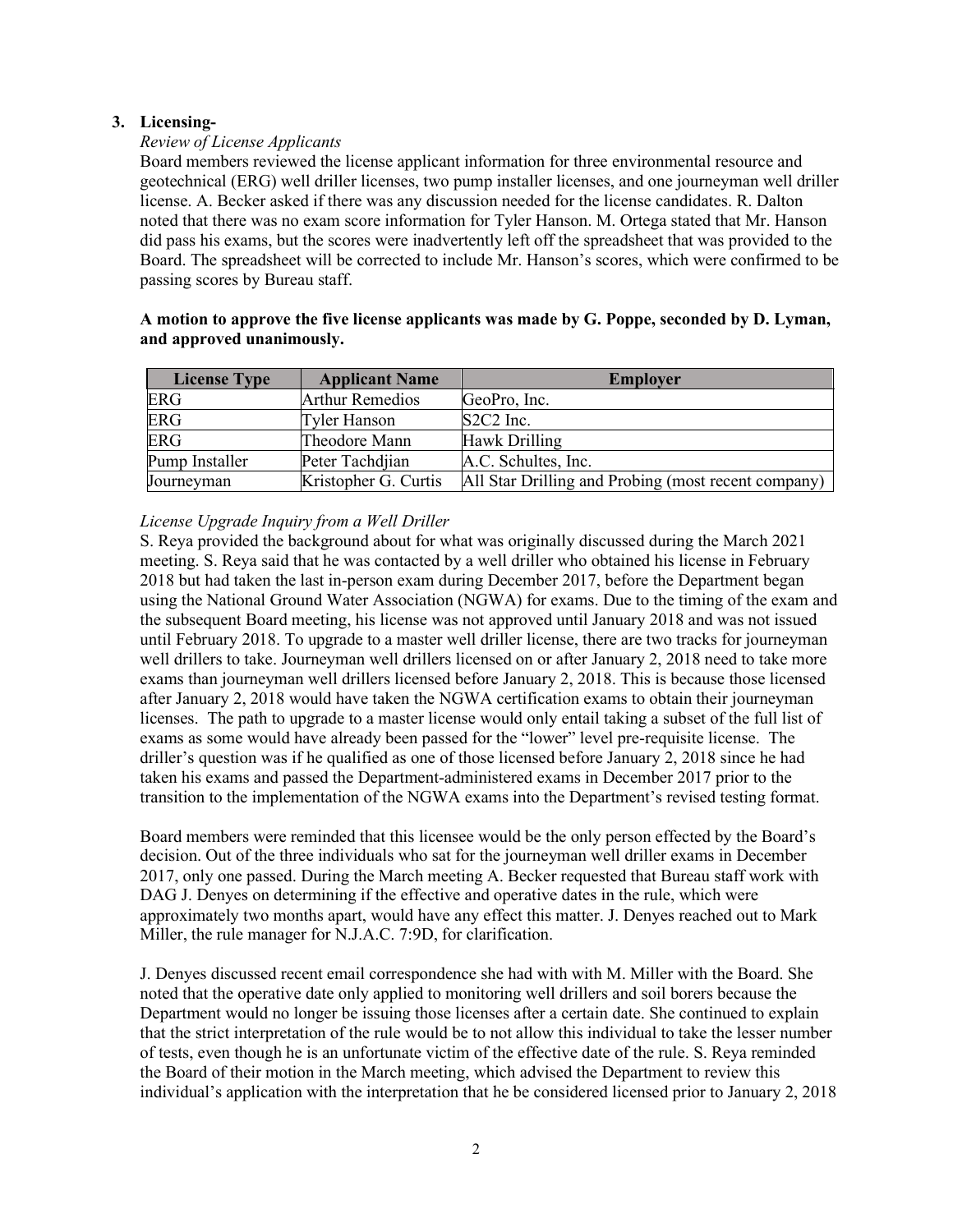## 3. Licensing-

*Review of License Applicants*

Board members reviewed the license applicant information for three environmental resource and geotechnical (ERG) well driller licenses, two pump installer licenses, and one journeyman well driller license. A. Becker asked if there was any discussion needed for the license candidates. R. Dalton noted that there was no exam score information for Tyler Hanson. M. Ortega stated that Mr. Hanson did pass his exams, but the scores were inadvertently left off the spreadsheet that was provided to the Board. The spreadsheet will be corrected to include Mr. Hanson's scores, which were confirmed to be passing scores by Bureau staff.

**A motion to approve the five license applicants was made by G. Poppe, seconded by D. Lyman, and approved unanimously.**

| License Type | Applicant Name | Employer |
|---|---|---|
| ERG | Arthur Remedios | GeoPro, Inc. |
| ERG | Tyler Hanson | S2C2 Inc. |
| ERG | Theodore Mann | Hawk Drilling |
| Pump Installer | Peter Tachdjian | A.C. Schultes, Inc. |
| Journeyman | Kristopher G. Curtis | All Star Drilling and Probing (most recent company) |

*License Upgrade Inquiry from a Well Driller*

S. Reya provided the background about for what was originally discussed during the March 2021 meeting. S. Reya said that he was contacted by a well driller who obtained his license in February 2018 but had taken the last in-person exam during December 2017, before the Department began using the National Ground Water Association (NGWA) for exams. Due to the timing of the exam and the subsequent Board meeting, his license was not approved until January 2018 and was not issued until February 2018. To upgrade to a master well driller license, there are two tracks for journeyman well drillers to take. Journeyman well drillers licensed on or after January 2, 2018 need to take more exams than journeyman well drillers licensed before January 2, 2018. This is because those licensed after January 2, 2018 would have taken the NGWA certification exams to obtain their journeyman licenses. The path to upgrade to a master license would only entail taking a subset of the full list of exams as some would have already been passed for the "lower" level pre-requisite license. The driller's question was if he qualified as one of those licensed before January 2, 2018 since he had taken his exams and passed the Department-administered exams in December 2017 prior to the transition to the implementation of the NGWA exams into the Department's revised testing format.

Board members were reminded that this licensee would be the only person effected by the Board's decision. Out of the three individuals who sat for the journeyman well driller exams in December 2017, only one passed. During the March meeting A. Becker requested that Bureau staff work with DAG J. Denyes on determining if the effective and operative dates in the rule, which were approximately two months apart, would have any effect this matter. J. Denyes reached out to Mark Miller, the rule manager for N.J.A.C. 7:9D, for clarification.

J. Denyes discussed recent email correspondence she had with with M. Miller with the Board. She noted that the operative date only applied to monitoring well drillers and soil borers because the Department would no longer be issuing those licenses after a certain date. She continued to explain that the strict interpretation of the rule would be to not allow this individual to take the lesser number of tests, even though he is an unfortunate victim of the effective date of the rule. S. Reya reminded the Board of their motion in the March meeting, which advised the Department to review this individual's application with the interpretation that he be considered licensed prior to January 2, 2018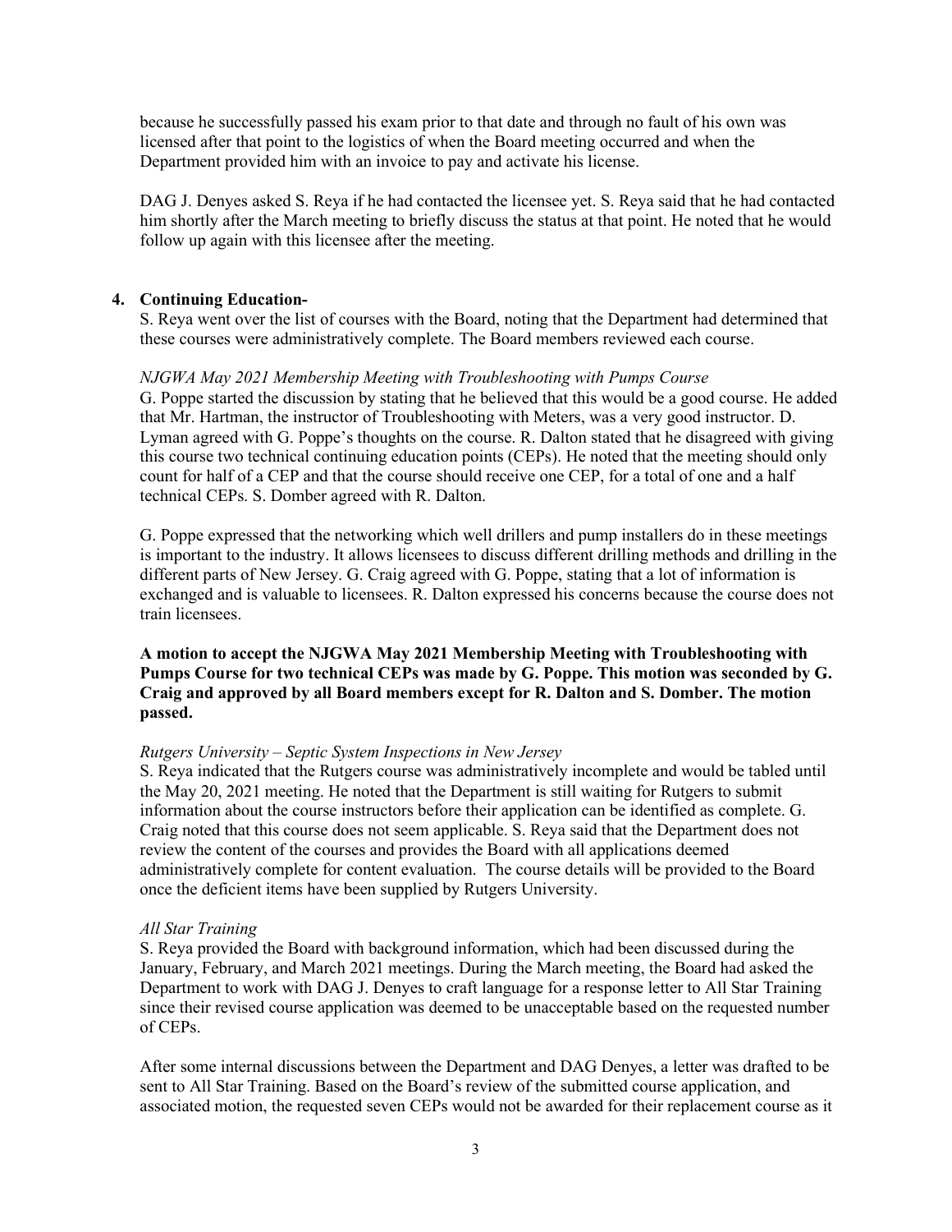because he successfully passed his exam prior to that date and through no fault of his own was licensed after that point to the logistics of when the Board meeting occurred and when the Department provided him with an invoice to pay and activate his license.

DAG J. Denyes asked S. Reya if he had contacted the licensee yet. S. Reya said that he had contacted him shortly after the March meeting to briefly discuss the status at that point. He noted that he would follow up again with this licensee after the meeting.

**4. Continuing Education-**

S. Reya went over the list of courses with the Board, noting that the Department had determined that these courses were administratively complete. The Board members reviewed each course.

*NJGWA May 2021 Membership Meeting with Troubleshooting with Pumps Course*

G. Poppe started the discussion by stating that he believed that this would be a good course. He added that Mr. Hartman, the instructor of Troubleshooting with Meters, was a very good instructor. D. Lyman agreed with G. Poppe's thoughts on the course. R. Dalton stated that he disagreed with giving this course two technical continuing education points (CEPs). He noted that the meeting should only count for half of a CEP and that the course should receive one CEP, for a total of one and a half technical CEPs. S. Domber agreed with R. Dalton.

G. Poppe expressed that the networking which well drillers and pump installers do in these meetings is important to the industry. It allows licensees to discuss different drilling methods and drilling in the different parts of New Jersey. G. Craig agreed with G. Poppe, stating that a lot of information is exchanged and is valuable to licensees. R. Dalton expressed his concerns because the course does not train licensees.

**A motion to accept the NJGWA May 2021 Membership Meeting with Troubleshooting with Pumps Course for two technical CEPs was made by G. Poppe. This motion was seconded by G. Craig and approved by all Board members except for R. Dalton and S. Domber. The motion passed.**

*Rutgers University – Septic System Inspections in New Jersey*

S. Reya indicated that the Rutgers course was administratively incomplete and would be tabled until the May 20, 2021 meeting. He noted that the Department is still waiting for Rutgers to submit information about the course instructors before their application can be identified as complete. G. Craig noted that this course does not seem applicable. S. Reya said that the Department does not review the content of the courses and provides the Board with all applications deemed administratively complete for content evaluation. The course details will be provided to the Board once the deficient items have been supplied by Rutgers University.

*All Star Training*

S. Reya provided the Board with background information, which had been discussed during the January, February, and March 2021 meetings. During the March meeting, the Board had asked the Department to work with DAG J. Denyes to craft language for a response letter to All Star Training since their revised course application was deemed to be unacceptable based on the requested number of CEPs.

After some internal discussions between the Department and DAG Denyes, a letter was drafted to be sent to All Star Training. Based on the Board's review of the submitted course application, and associated motion, the requested seven CEPs would not be awarded for their replacement course as it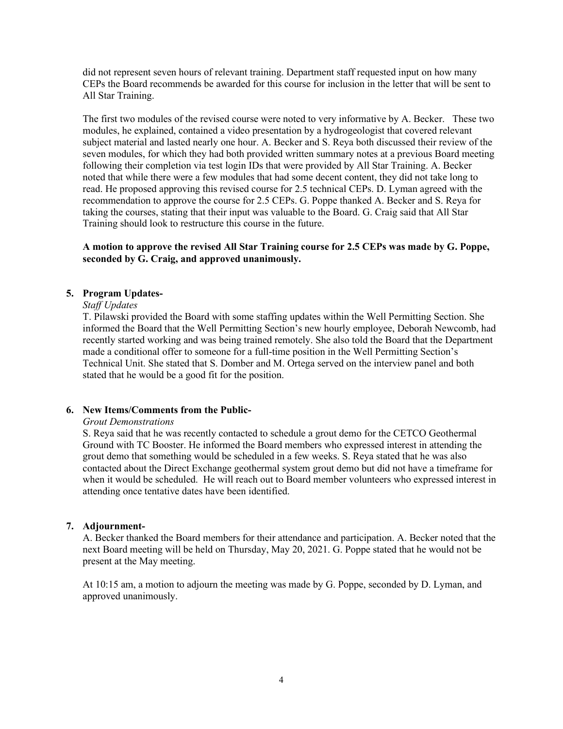did not represent seven hours of relevant training. Department staff requested input on how many CEPs the Board recommends be awarded for this course for inclusion in the letter that will be sent to All Star Training.

The first two modules of the revised course were noted to very informative by A. Becker. These two modules, he explained, contained a video presentation by a hydrogeologist that covered relevant subject material and lasted nearly one hour. A. Becker and S. Reya both discussed their review of the seven modules, for which they had both provided written summary notes at a previous Board meeting following their completion via test login IDs that were provided by All Star Training. A. Becker noted that while there were a few modules that had some decent content, they did not take long to read. He proposed approving this revised course for 2.5 technical CEPs. D. Lyman agreed with the recommendation to approve the course for 2.5 CEPs. G. Poppe thanked A. Becker and S. Reya for taking the courses, stating that their input was valuable to the Board. G. Craig said that All Star Training should look to restructure this course in the future.

**A motion to approve the revised All Star Training course for 2.5 CEPs was made by G. Poppe, seconded by G. Craig, and approved unanimously.**

5. **Program Updates-**

*Staff Updates*

T. Pilawski provided the Board with some staffing updates within the Well Permitting Section. She informed the Board that the Well Permitting Section's new hourly employee, Deborah Newcomb, had recently started working and was being trained remotely. She also told the Board that the Department made a conditional offer to someone for a full-time position in the Well Permitting Section's Technical Unit. She stated that S. Domber and M. Ortega served on the interview panel and both stated that he would be a good fit for the position.

6. **New Items/Comments from the Public-**

*Grout Demonstrations*

S. Reya said that he was recently contacted to schedule a grout demo for the CETCO Geothermal Ground with TC Booster. He informed the Board members who expressed interest in attending the grout demo that something would be scheduled in a few weeks. S. Reya stated that he was also contacted about the Direct Exchange geothermal system grout demo but did not have a timeframe for when it would be scheduled. He will reach out to Board member volunteers who expressed interest in attending once tentative dates have been identified.

7. **Adjournment-**

A. Becker thanked the Board members for their attendance and participation. A. Becker noted that the next Board meeting will be held on Thursday, May 20, 2021. G. Poppe stated that he would not be present at the May meeting.

At 10:15 am, a motion to adjourn the meeting was made by G. Poppe, seconded by D. Lyman, and approved unanimously.